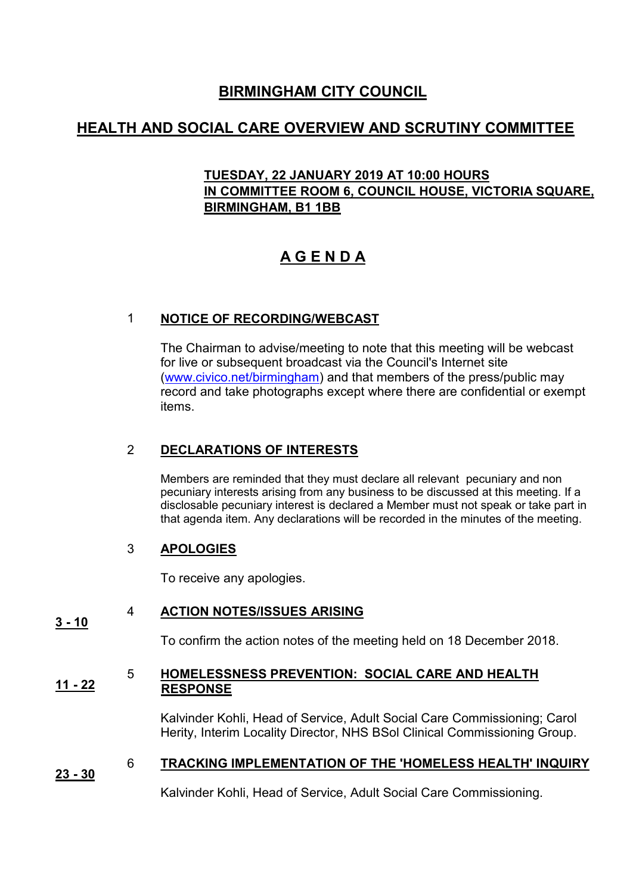# BIRMINGHAM CITY COUNCIL

## HEALTH AND SOCIAL CARE OVERVIEW AND SCRUTINY COMMITTEE

**TUESDAY, 22 JANUARY 2019 AT 10:00 HOURS**
**IN COMMITTEE ROOM 6, COUNCIL HOUSE, VICTORIA SQUARE, BIRMINGHAM, B1 1BB**

# A G E N D A

### 1 NOTICE OF RECORDING/WEBCAST

The Chairman to advise/meeting to note that this meeting will be webcast for live or subsequent broadcast via the Council's Internet site (www.civico.net/birmingham) and that members of the press/public may record and take photographs except where there are confidential or exempt items.

### 2 DECLARATIONS OF INTERESTS

Members are reminded that they must declare all relevant pecuniary and non pecuniary interests arising from any business to be discussed at this meeting. If a disclosable pecuniary interest is declared a Member must not speak or take part in that agenda item. Any declarations will be recorded in the minutes of the meeting.

### 3 APOLOGIES

To receive any apologies.

### 4 ACTION NOTES/ISSUES ARISING

**3 - 10**

To confirm the action notes of the meeting held on 18 December 2018.

### 5 HOMELESSNESS PREVENTION: SOCIAL CARE AND HEALTH RESPONSE

**11 - 22**

Kalvinder Kohli, Head of Service, Adult Social Care Commissioning; Carol Herity, Interim Locality Director, NHS BSol Clinical Commissioning Group.

### 6 TRACKING IMPLEMENTATION OF THE 'HOMELESS HEALTH' INQUIRY

**23 - 30**

Kalvinder Kohli, Head of Service, Adult Social Care Commissioning.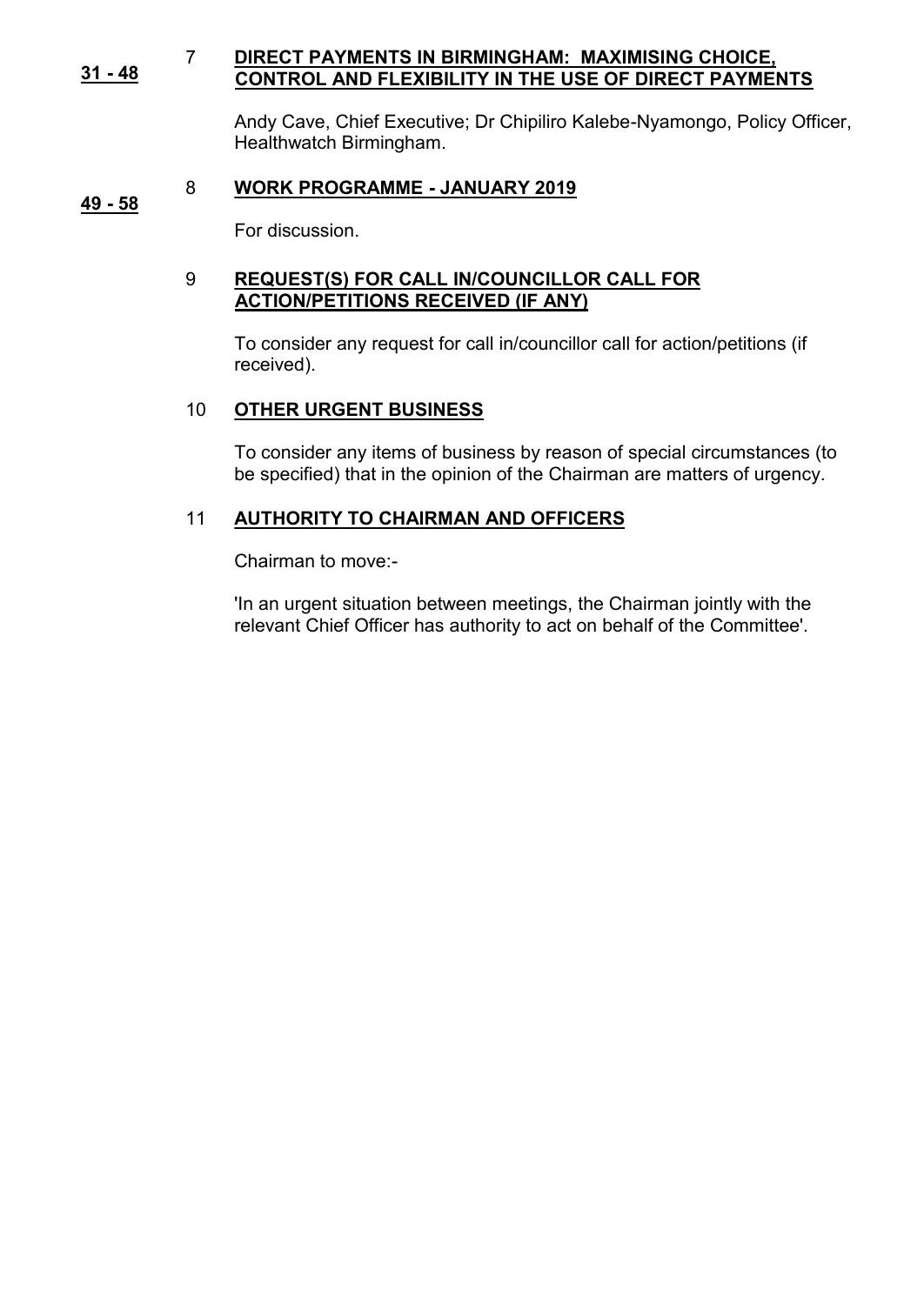**31 - 48**

7 **DIRECT PAYMENTS IN BIRMINGHAM: MAXIMISING CHOICE, CONTROL AND FLEXIBILITY IN THE USE OF DIRECT PAYMENTS**

Andy Cave, Chief Executive; Dr Chipiliro Kalebe-Nyamongo, Policy Officer, Healthwatch Birmingham.

**49 - 58**

8 **WORK PROGRAMME - JANUARY 2019**

For discussion.

9 **REQUEST(S) FOR CALL IN/COUNCILLOR CALL FOR ACTION/PETITIONS RECEIVED (IF ANY)**

To consider any request for call in/councillor call for action/petitions (if received).

10 **OTHER URGENT BUSINESS**

To consider any items of business by reason of special circumstances (to be specified) that in the opinion of the Chairman are matters of urgency.

11 **AUTHORITY TO CHAIRMAN AND OFFICERS**

Chairman to move:-

'In an urgent situation between meetings, the Chairman jointly with the relevant Chief Officer has authority to act on behalf of the Committee'.